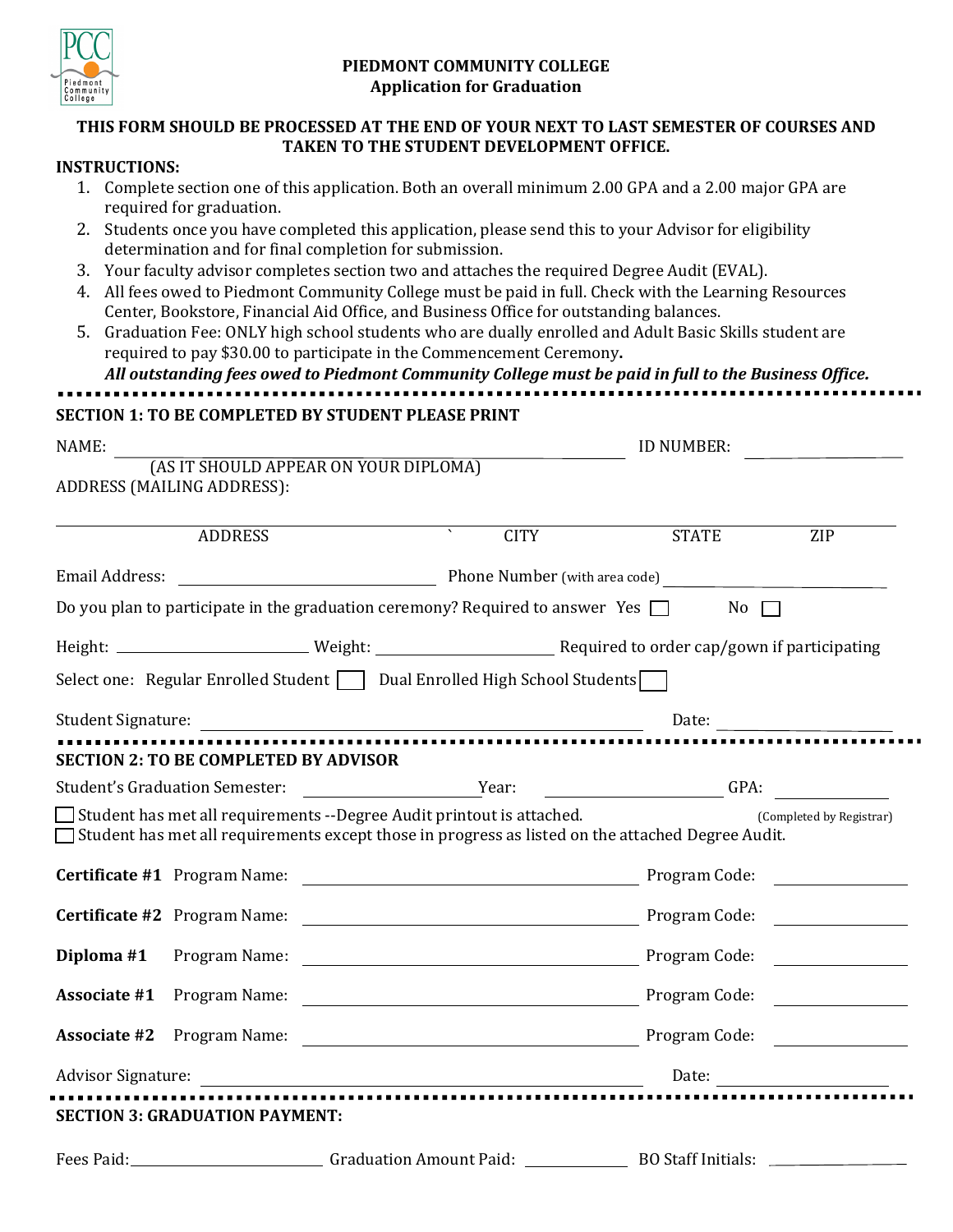# PIEDMONT COMMUNITY COLLEGE
## Application for Graduation

**THIS FORM SHOULD BE PROCESSED AT THE END OF YOUR NEXT TO LAST SEMESTER OF COURSES AND TAKEN TO THE STUDENT DEVELOPMENT OFFICE.**

**INSTRUCTIONS:**

1. Complete section one of this application. Both an overall minimum 2.00 GPA and a 2.00 major GPA are required for graduation.
2. Students once you have completed this application, please send this to your Advisor for eligibility determination and for final completion for submission.
3. Your faculty advisor completes section two and attaches the required Degree Audit (EVAL).
4. All fees owed to Piedmont Community College must be paid in full. Check with the Learning Resources Center, Bookstore, Financial Aid Office, and Business Office for outstanding balances.
5. Graduation Fee: ONLY high school students who are dually enrolled and Adult Basic Skills student are required to pay $30.00 to participate in the Commencement Ceremony**.**
   ***All outstanding fees owed to Piedmont Community College must be paid in full to the Business Office.***

---

**SECTION 1: TO BE COMPLETED BY STUDENT PLEASE PRINT**

NAME: ______________________________ ID NUMBER: ______________
(AS IT SHOULD APPEAR ON YOUR DIPLOMA)

ADDRESS (MAILING ADDRESS):

____________________________________________________________

ADDRESS CITY STATE ZIP

Email Address: ______________________ Phone Number (with area code) ______________________

Do you plan to participate in the graduation ceremony? Required to answer Yes ☐ No ☐

Height: ______________ Weight: ______________ Required to order cap/gown if participating

Select one: Regular Enrolled Student ☐ Dual Enrolled High School Students ☐

Student Signature: ______________________________ Date: ______________

---

**SECTION 2: TO BE COMPLETED BY ADVISOR**

Student's Graduation Semester: ______________ Year: ______________ GPA: ______________ (Completed by Registrar)

☐ Student has met all requirements --Degree Audit printout is attached.

☐ Student has met all requirements except those in progress as listed on the attached Degree Audit.

**Certificate #1** Program Name: ______________________________ Program Code: ______________

**Certificate #2** Program Name: ______________________________ Program Code: ______________

**Diploma #1** Program Name: ______________________________ Program Code: ______________

**Associate #1** Program Name: ______________________________ Program Code: ______________

**Associate #2** Program Name: ______________________________ Program Code: ______________

Advisor Signature: ______________________________ Date: ______________

---

**SECTION 3: GRADUATION PAYMENT:**

Fees Paid: ______________ Graduation Amount Paid: ______________ BO Staff Initials: ______________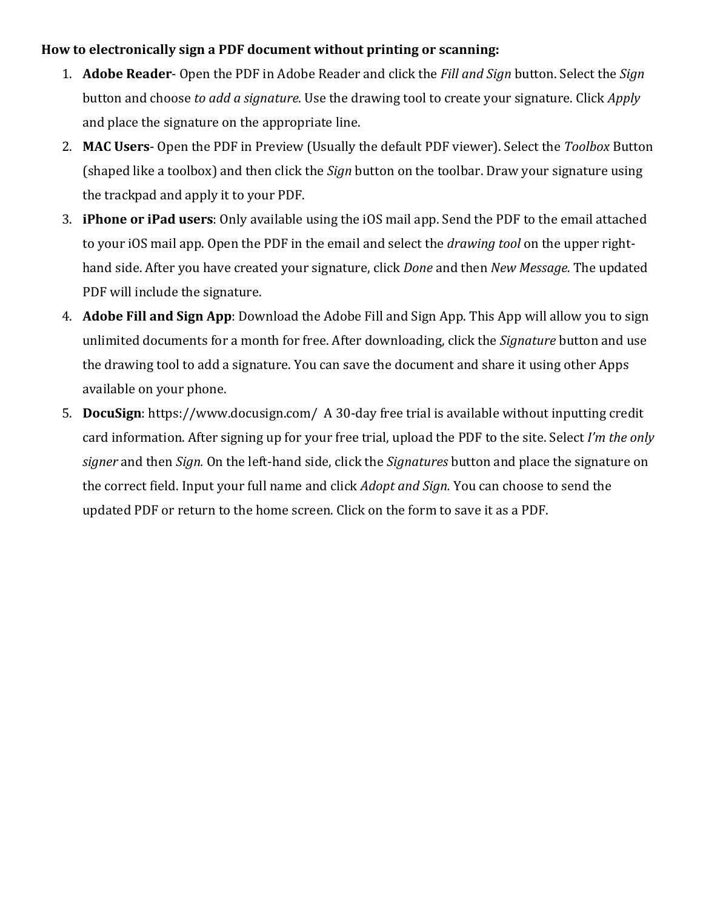**How to electronically sign a PDF document without printing or scanning:**

1. **Adobe Reader**- Open the PDF in Adobe Reader and click the *Fill and Sign* button. Select the *Sign* button and choose *to add a signature*. Use the drawing tool to create your signature. Click *Apply* and place the signature on the appropriate line.
2. **MAC Users**- Open the PDF in Preview (Usually the default PDF viewer). Select the *Toolbox* Button (shaped like a toolbox) and then click the *Sign* button on the toolbar. Draw your signature using the trackpad and apply it to your PDF.
3. **iPhone or iPad users**: Only available using the iOS mail app. Send the PDF to the email attached to your iOS mail app. Open the PDF in the email and select the *drawing tool* on the upper right-hand side. After you have created your signature, click *Done* and then *New Message.* The updated PDF will include the signature.
4. **Adobe Fill and Sign App**: Download the Adobe Fill and Sign App. This App will allow you to sign unlimited documents for a month for free. After downloading, click the *Signature* button and use the drawing tool to add a signature. You can save the document and share it using other Apps available on your phone.
5. **DocuSign**: https://www.docusign.com/ A 30-day free trial is available without inputting credit card information. After signing up for your free trial, upload the PDF to the site. Select *I'm the only signer* and then *Sign.* On the left-hand side, click the *Signatures* button and place the signature on the correct field. Input your full name and click *Adopt and Sign.* You can choose to send the updated PDF or return to the home screen. Click on the form to save it as a PDF.